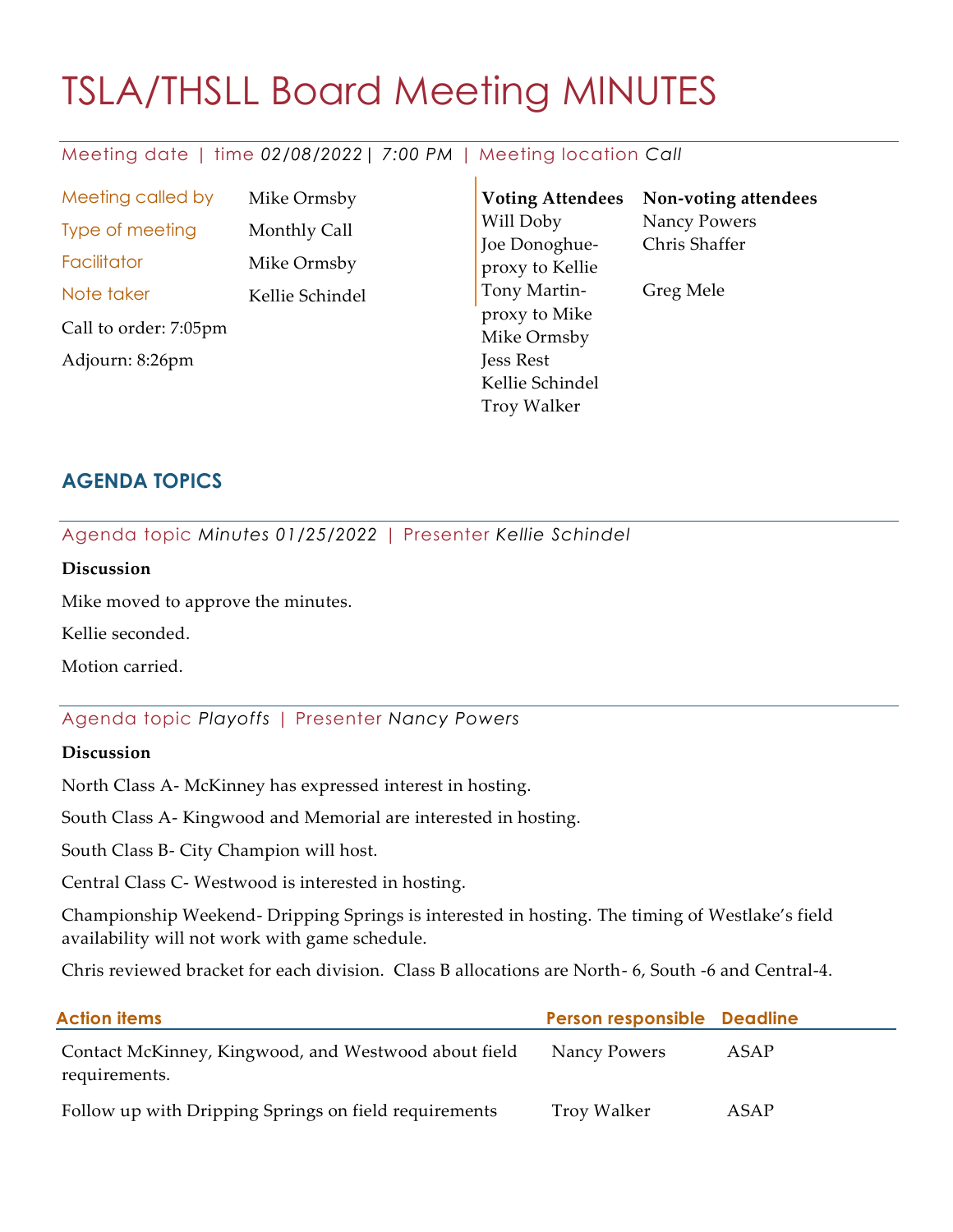# TSLA/THSLL Board Meeting MINUTES

Meeting date | time *02/08/2022 | 7:00 PM* | Meeting location *Call*

| | |
|---|---|
| Meeting called by | Mike Ormsby |
| Type of meeting | Monthly Call |
| Facilitator | Mike Ormsby |
| Note taker | Kellie Schindel |

Call to order: 7:05pm

Adjourn: 8:26pm

| Voting Attendees | Non-voting attendees |
|---|---|
| Will Doby | Nancy Powers |
| Joe Donoghue- proxy to Kellie | Chris Shaffer |
| Tony Martin- proxy to Mike | Greg Mele |
| Mike Ormsby | |
| Jess Rest | |
| Kellie Schindel | |
| Troy Walker | |

## AGENDA TOPICS

Agenda topic *Minutes 01/25/2022* | Presenter *Kellie Schindel*

**Discussion**

Mike moved to approve the minutes.

Kellie seconded.

Motion carried.

Agenda topic *Playoffs* | Presenter *Nancy Powers*

**Discussion**

North Class A- McKinney has expressed interest in hosting.

South Class A- Kingwood and Memorial are interested in hosting.

South Class B- City Champion will host.

Central Class C- Westwood is interested in hosting.

Championship Weekend- Dripping Springs is interested in hosting. The timing of Westlake's field availability will not work with game schedule.

Chris reviewed bracket for each division. Class B allocations are North- 6, South -6 and Central-4.

| Action items | Person responsible | Deadline |
|---|---|---|
| Contact McKinney, Kingwood, and Westwood about field requirements. | Nancy Powers | ASAP |
| Follow up with Dripping Springs on field requirements | Troy Walker | ASAP |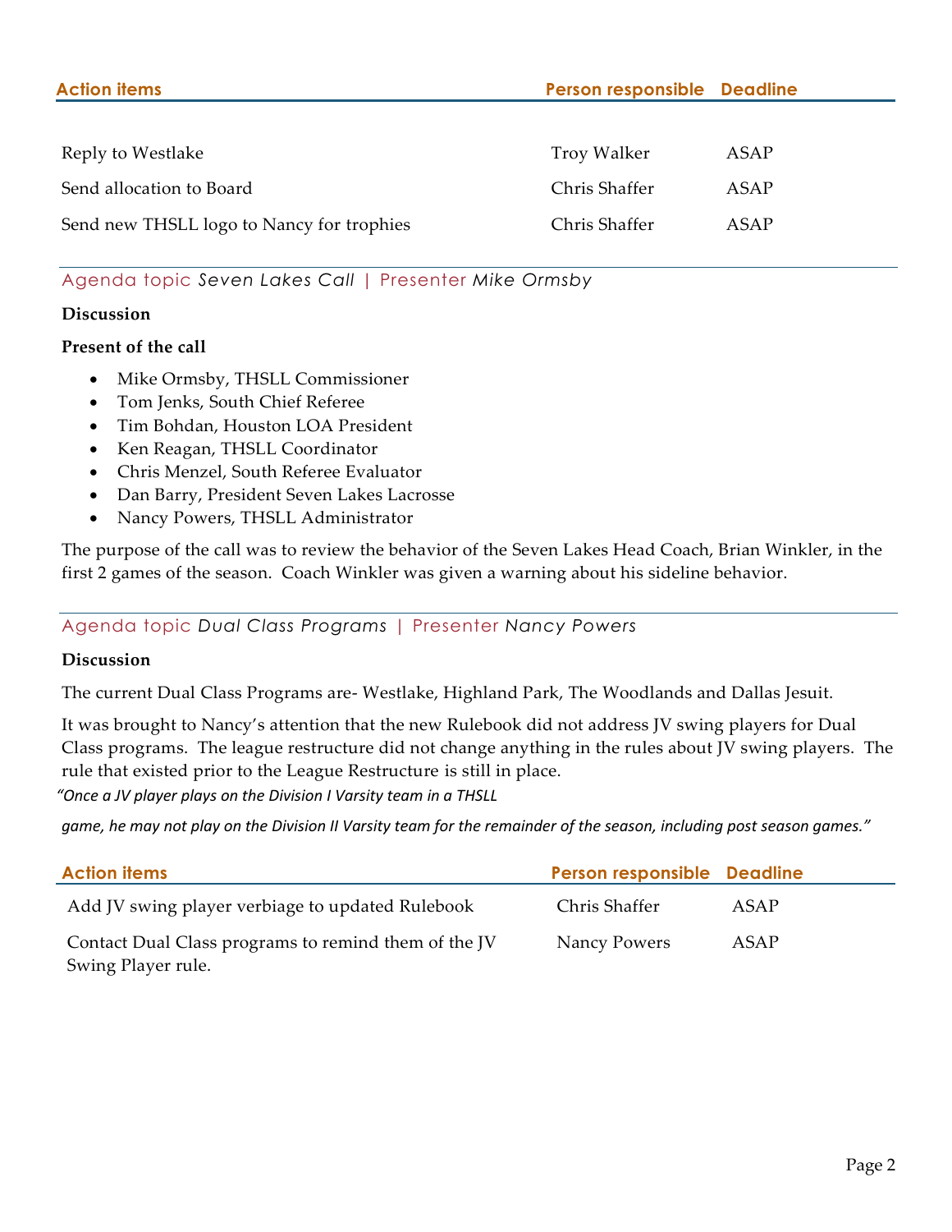| Action items | Person responsible | Deadline |
| --- | --- | --- |
| Reply to Westlake | Troy Walker | ASAP |
| Send allocation to Board | Chris Shaffer | ASAP |
| Send new THSLL logo to Nancy for trophies | Chris Shaffer | ASAP |

Agenda topic *Seven Lakes Call* | Presenter *Mike Ormsby*

**Discussion**

**Present of the call**

- Mike Ormsby, THSLL Commissioner
- Tom Jenks, South Chief Referee
- Tim Bohdan, Houston LOA President
- Ken Reagan, THSLL Coordinator
- Chris Menzel, South Referee Evaluator
- Dan Barry, President Seven Lakes Lacrosse
- Nancy Powers, THSLL Administrator

The purpose of the call was to review the behavior of the Seven Lakes Head Coach, Brian Winkler, in the first 2 games of the season. Coach Winkler was given a warning about his sideline behavior.

Agenda topic *Dual Class Programs* | Presenter *Nancy Powers*

**Discussion**

The current Dual Class Programs are- Westlake, Highland Park, The Woodlands and Dallas Jesuit.

It was brought to Nancy's attention that the new Rulebook did not address JV swing players for Dual Class programs. The league restructure did not change anything in the rules about JV swing players. The rule that existed prior to the League Restructure is still in place.

*"Once a JV player plays on the Division I Varsity team in a THSLL game, he may not play on the Division II Varsity team for the remainder of the season, including post season games."*

| Action items | Person responsible | Deadline |
| --- | --- | --- |
| Add JV swing player verbiage to updated Rulebook | Chris Shaffer | ASAP |
| Contact Dual Class programs to remind them of the JV Swing Player rule. | Nancy Powers | ASAP |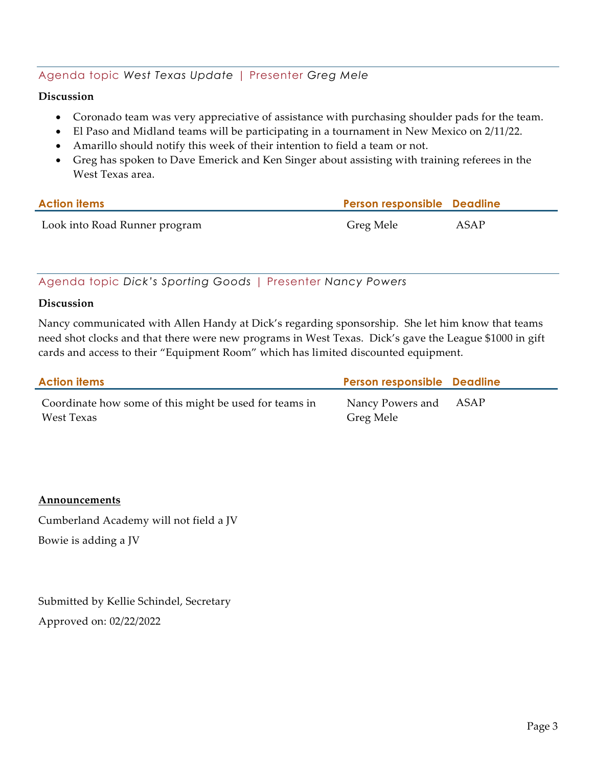### Agenda topic *West Texas Update* | Presenter *Greg Mele*

**Discussion**

- Coronado team was very appreciative of assistance with purchasing shoulder pads for the team.
- El Paso and Midland teams will be participating in a tournament in New Mexico on 2/11/22.
- Amarillo should notify this week of their intention to field a team or not.
- Greg has spoken to Dave Emerick and Ken Singer about assisting with training referees in the West Texas area.

| Action items | Person responsible | Deadline |
| --- | --- | --- |
| Look into Road Runner program | Greg Mele | ASAP |

### Agenda topic *Dick's Sporting Goods* | Presenter *Nancy Powers*

**Discussion**

Nancy communicated with Allen Handy at Dick's regarding sponsorship. She let him know that teams need shot clocks and that there were new programs in West Texas. Dick's gave the League $1000 in gift cards and access to their "Equipment Room" which has limited discounted equipment.

| Action items | Person responsible | Deadline |
| --- | --- | --- |
| Coordinate how some of this might be used for teams in West Texas | Nancy Powers and Greg Mele | ASAP |

**<u>Announcements</u>**

Cumberland Academy will not field a JV

Bowie is adding a JV

Submitted by Kellie Schindel, Secretary

Approved on: 02/22/2022